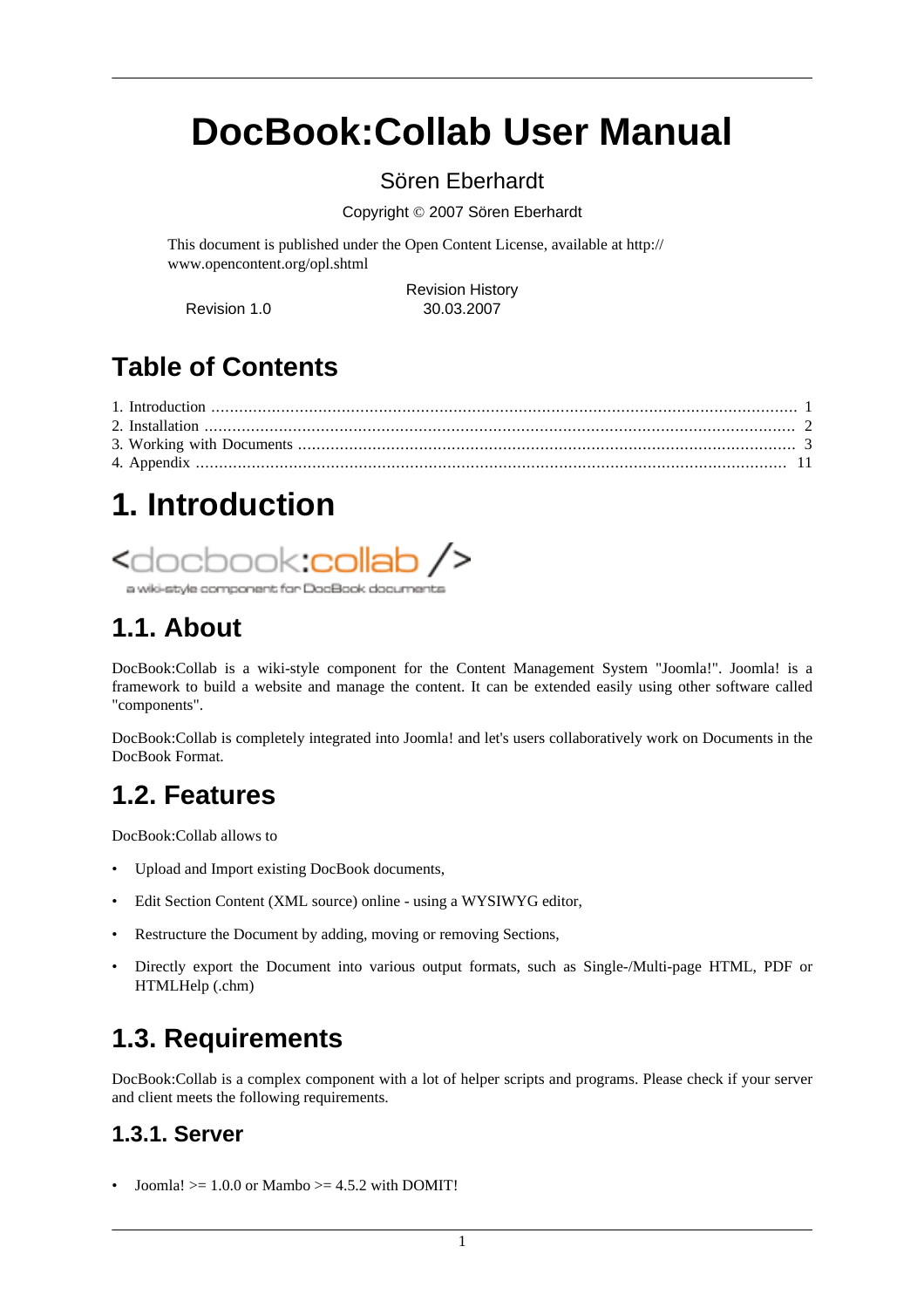# DocBook:Collab User Manual

Sören Eberhardt

Copyright © 2007 Sören Eberhardt

This document is published under the Open Content License, available at http://www.opencontent.org/opl.shtml

| Revision History | |
|---|---|
| Revision 1.0 | 30.03.2007 |

## Table of Contents

1. Introduction ........ 1
2. Installation ........ 2
3. Working with Documents ........ 3
4. Appendix ........ 11

# 1. Introduction

<docbook:collab />

a wiki-style component for DocBook documents

## 1.1. About

DocBook:Collab is a wiki-style component for the Content Management System "Joomla!". Joomla! is a framework to build a website and manage the content. It can be extended easily using other software called "components".

DocBook:Collab is completely integrated into Joomla! and let's users collaboratively work on Documents in the DocBook Format.

## 1.2. Features

DocBook:Collab allows to

- Upload and Import existing DocBook documents,
- Edit Section Content (XML source) online - using a WYSIWYG editor,
- Restructure the Document by adding, moving or removing Sections,
- Directly export the Document into various output formats, such as Single-/Multi-page HTML, PDF or HTMLHelp (.chm)

## 1.3. Requirements

DocBook:Collab is a complex component with a lot of helper scripts and programs. Please check if your server and client meets the following requirements.

### 1.3.1. Server

- Joomla! >= 1.0.0 or Mambo >= 4.5.2 with DOMIT!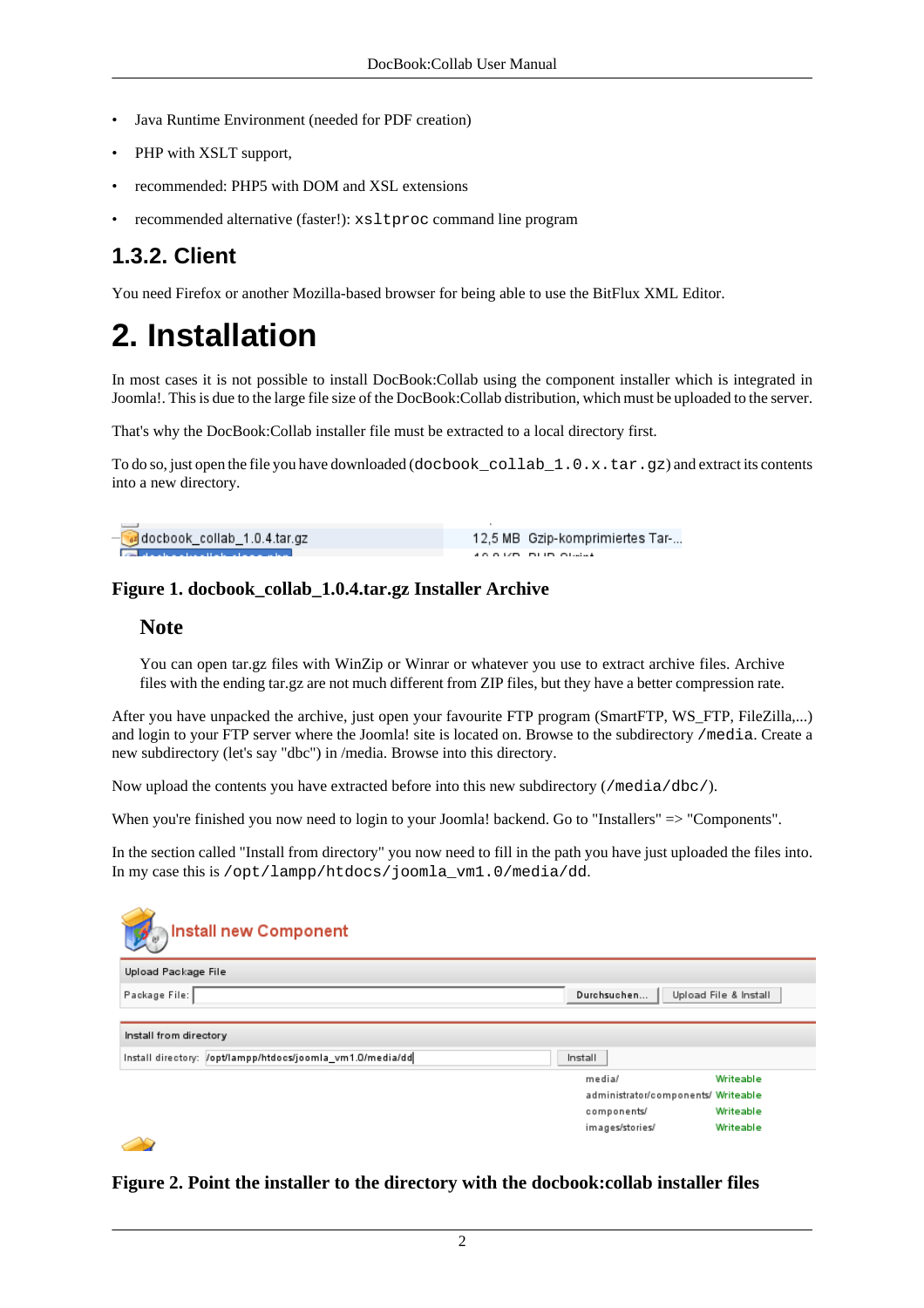- Java Runtime Environment (needed for PDF creation)
- PHP with XSLT support,
- recommended: PHP5 with DOM and XSL extensions
- recommended alternative (faster!): `xsltproc` command line program

### 1.3.2. Client

You need Firefox or another Mozilla-based browser for being able to use the BitFlux XML Editor.

# 2. Installation

In most cases it is not possible to install DocBook:Collab using the component installer which is integrated in Joomla!. This is due to the large file size of the DocBook:Collab distribution, which must be uploaded to the server.

That's why the DocBook:Collab installer file must be extracted to a local directory first.

To do so, just open the file you have downloaded (`docbook_collab_1.0.x.tar.gz`) and extract its contents into a new directory.

**Figure 1. docbook_collab_1.0.4.tar.gz Installer Archive**

> **Note**
>
> You can open tar.gz files with WinZip or Winrar or whatever you use to extract archive files. Archive files with the ending tar.gz are not much different from ZIP files, but they have a better compression rate.

After you have unpacked the archive, just open your favourite FTP program (SmartFTP, WS_FTP, FileZilla,...) and login to your FTP server where the Joomla! site is located on. Browse to the subdirectory `/media`. Create a new subdirectory (let's say "dbc") in /media. Browse into this directory.

Now upload the contents you have extracted before into this new subdirectory (`/media/dbc/`).

When you're finished you now need to login to your Joomla! backend. Go to "Installers" => "Components".

In the section called "Install from directory" you now need to fill in the path you have just uploaded the files into. In my case this is `/opt/lampp/htdocs/joomla_vm1.0/media/dd`.

**Figure 2. Point the installer to the directory with the docbook:collab installer files**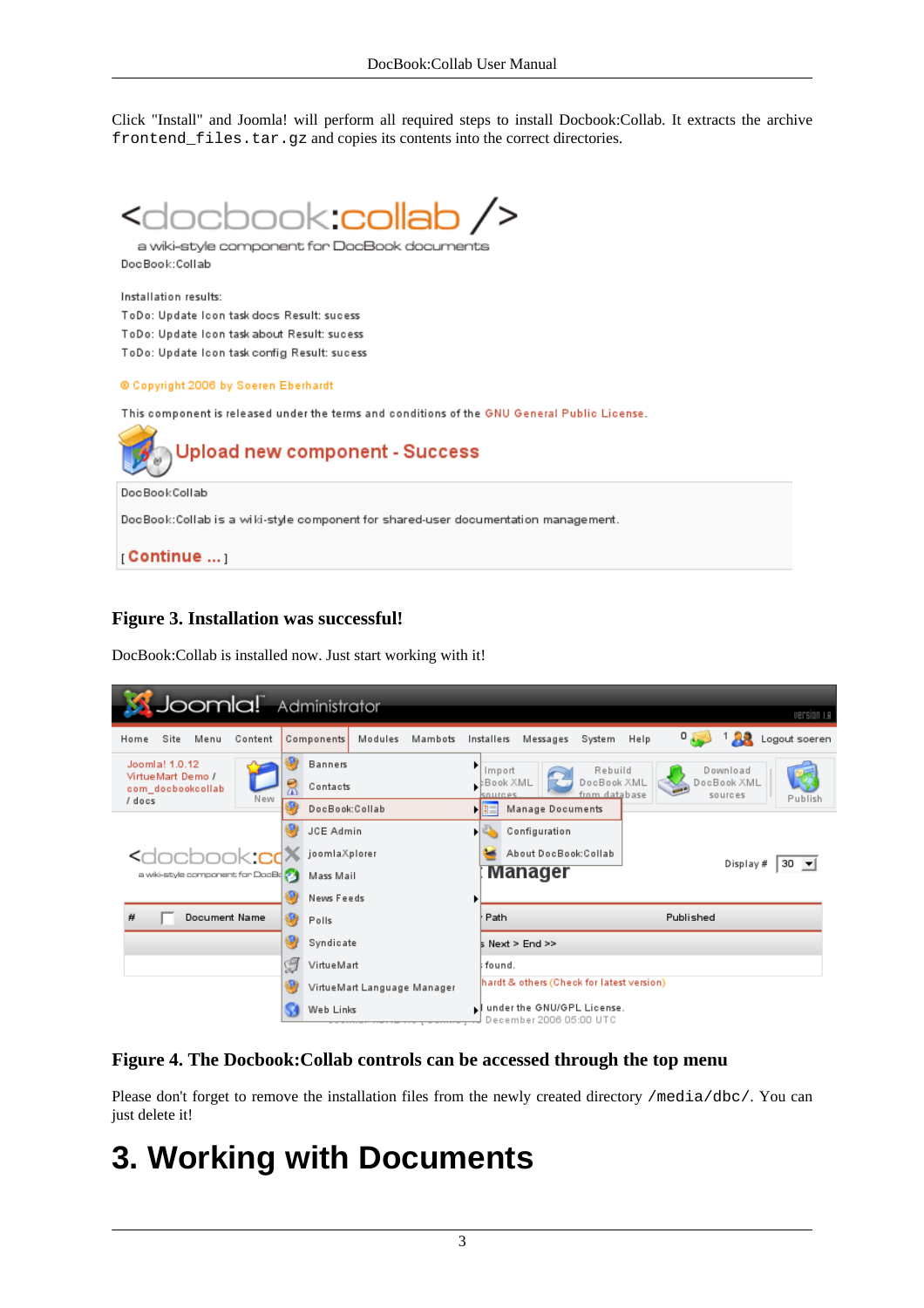Click "Install" and Joomla! will perform all required steps to install Docbook:Collab. It extracts the archive `frontend_files.tar.gz` and copies its contents into the correct directories.

**Figure 3. Installation was successful!**

DocBook:Collab is installed now. Just start working with it!

**Figure 4. The Docbook:Collab controls can be accessed through the top menu**

Please don't forget to remove the installation files from the newly created directory `/media/dbc/`. You can just delete it!

# 3. Working with Documents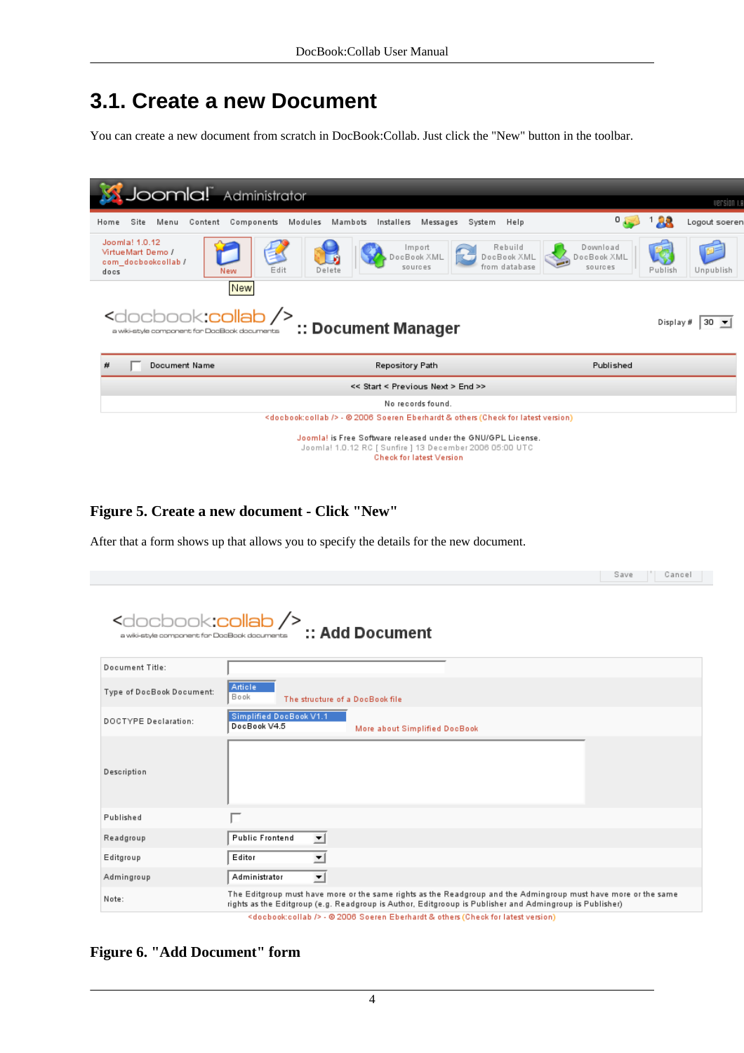## 3.1. Create a new Document

You can create a new document from scratch in DocBook:Collab. Just click the "New" button in the toolbar.

**Figure 5. Create a new document - Click "New"**

After that a form shows up that allows you to specify the details for the new document.

**Figure 6. "Add Document" form**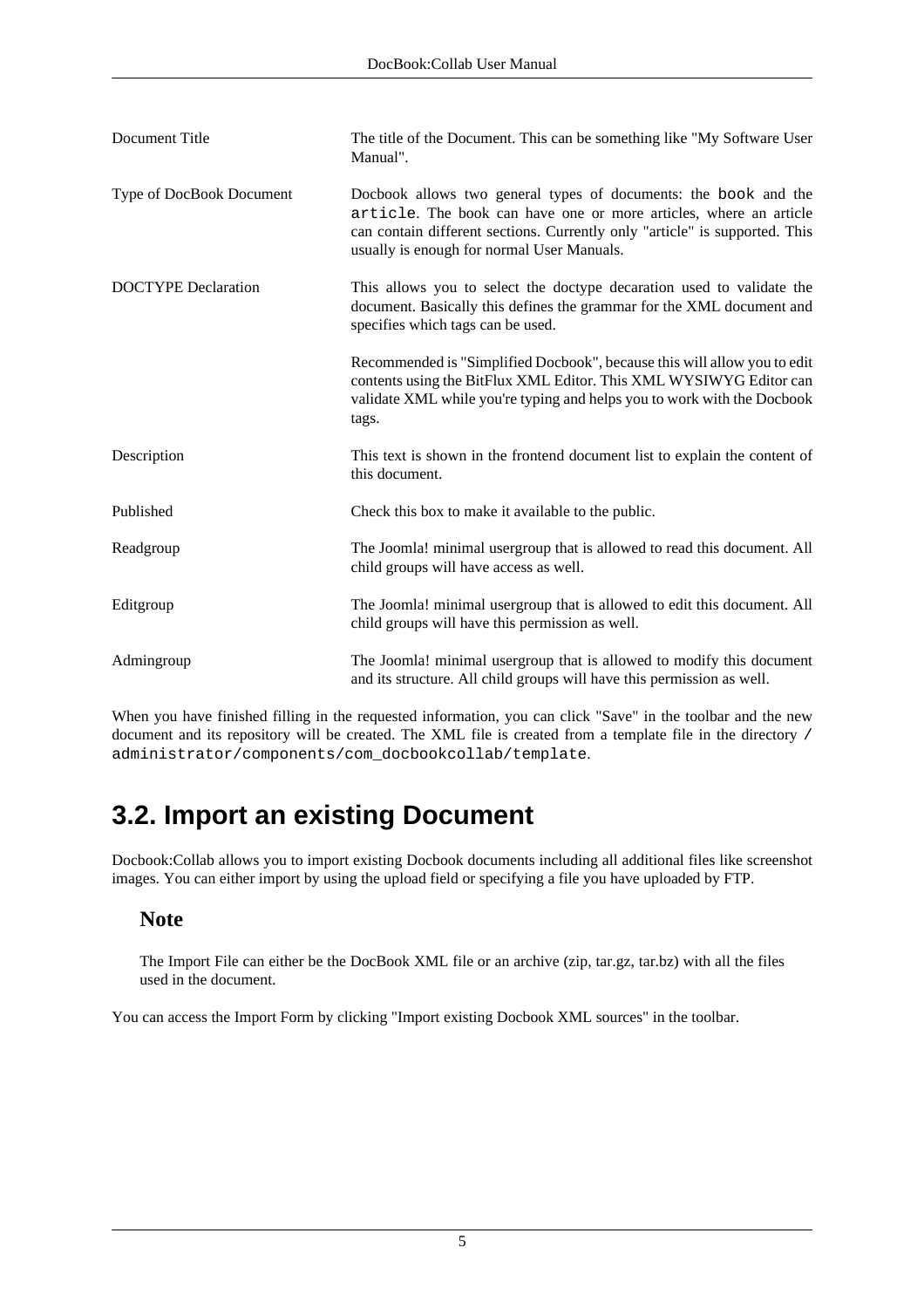| | |
|---|---|
| Document Title | The title of the Document. This can be something like "My Software User Manual". |
| Type of DocBook Document | Docbook allows two general types of documents: the `book` and the `article`. The book can have one or more articles, where an article can contain different sections. Currently only "article" is supported. This usually is enough for normal User Manuals. |
| DOCTYPE Declaration | This allows you to select the doctype decaration used to validate the document. Basically this defines the grammar for the XML document and specifies which tags can be used.<br><br>Recommended is "Simplified Docbook", because this will allow you to edit contents using the BitFlux XML Editor. This XML WYSIWYG Editor can validate XML while you're typing and helps you to work with the Docbook tags. |
| Description | This text is shown in the frontend document list to explain the content of this document. |
| Published | Check this box to make it available to the public. |
| Readgroup | The Joomla! minimal usergroup that is allowed to read this document. All child groups will have access as well. |
| Editgroup | The Joomla! minimal usergroup that is allowed to edit this document. All child groups will have this permission as well. |
| Admingroup | The Joomla! minimal usergroup that is allowed to modify this document and its structure. All child groups will have this permission as well. |

When you have finished filling in the requested information, you can click "Save" in the toolbar and the new document and its repository will be created. The XML file is created from a template file in the directory `/administrator/components/com_docbookcollab/template`.

## 3.2. Import an existing Document

Docbook:Collab allows you to import existing Docbook documents including all additional files like screenshot images. You can either import by using the upload field or specifying a file you have uploaded by FTP.

> **Note**
>
> The Import File can either be the DocBook XML file or an archive (zip, tar.gz, tar.bz) with all the files used in the document.

You can access the Import Form by clicking "Import existing Docbook XML sources" in the toolbar.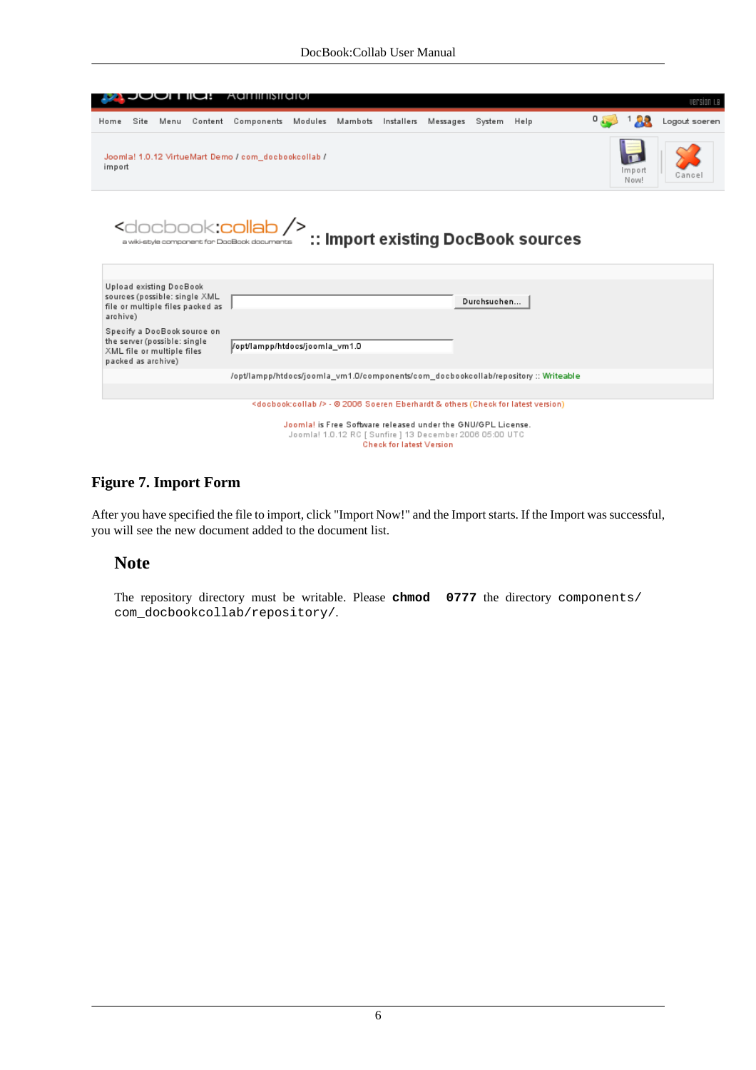**Figure 7. Import Form**

After you have specified the file to import, click "Import Now!" and the Import starts. If the Import was successful, you will see the new document added to the document list.

### Note

The repository directory must be writable. Please **chmod 0777** the directory `components/com_docbookcollab/repository/`.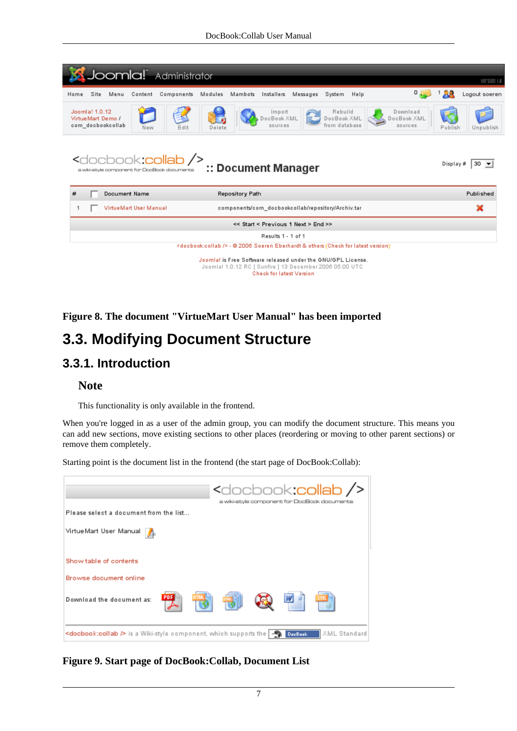Figure 8. The document "VirtueMart User Manual" has been imported

## 3.3. Modifying Document Structure

### 3.3.1. Introduction

#### Note

This functionality is only available in the frontend.

When you're logged in as a user of the admin group, you can modify the document structure. This means you can add new sections, move existing sections to other places (reordering or moving to other parent sections) or remove them completely.

Starting point is the document list in the frontend (the start page of DocBook:Collab):

Figure 9. Start page of DocBook:Collab, Document List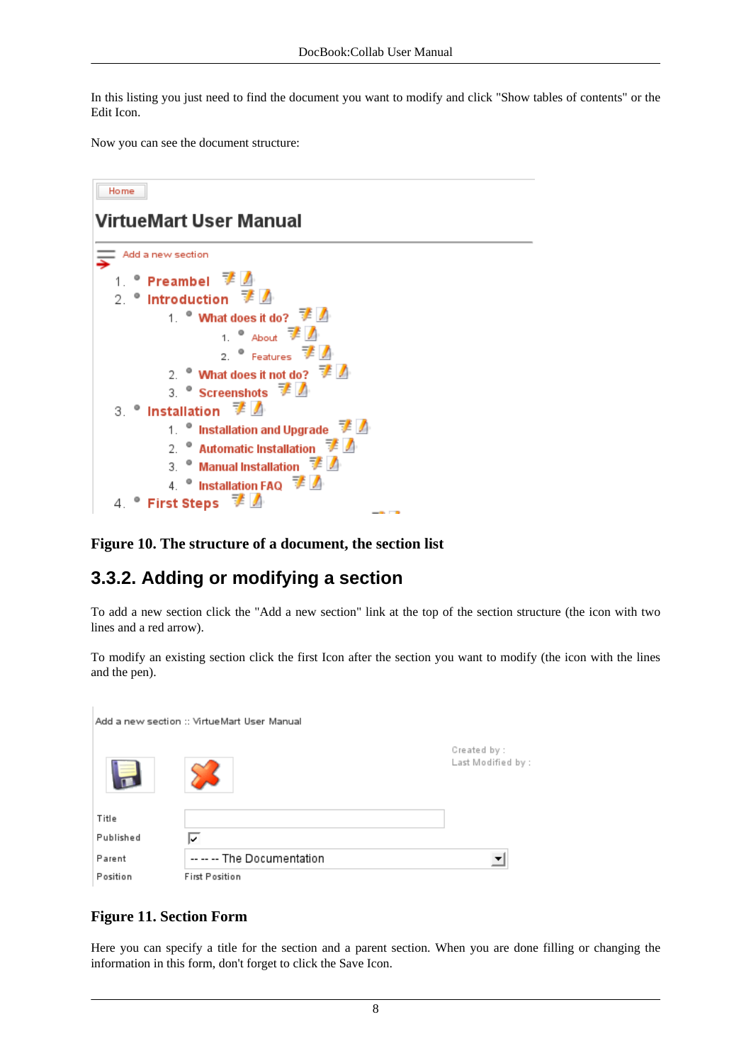In this listing you just need to find the document you want to modify and click "Show tables of contents" or the Edit Icon.

Now you can see the document structure:

**Figure 10. The structure of a document, the section list**

## 3.3.2. Adding or modifying a section

To add a new section click the "Add a new section" link at the top of the section structure (the icon with two lines and a red arrow).

To modify an existing section click the first Icon after the section you want to modify (the icon with the lines and the pen).

**Figure 11. Section Form**

Here you can specify a title for the section and a parent section. When you are done filling or changing the information in this form, don't forget to click the Save Icon.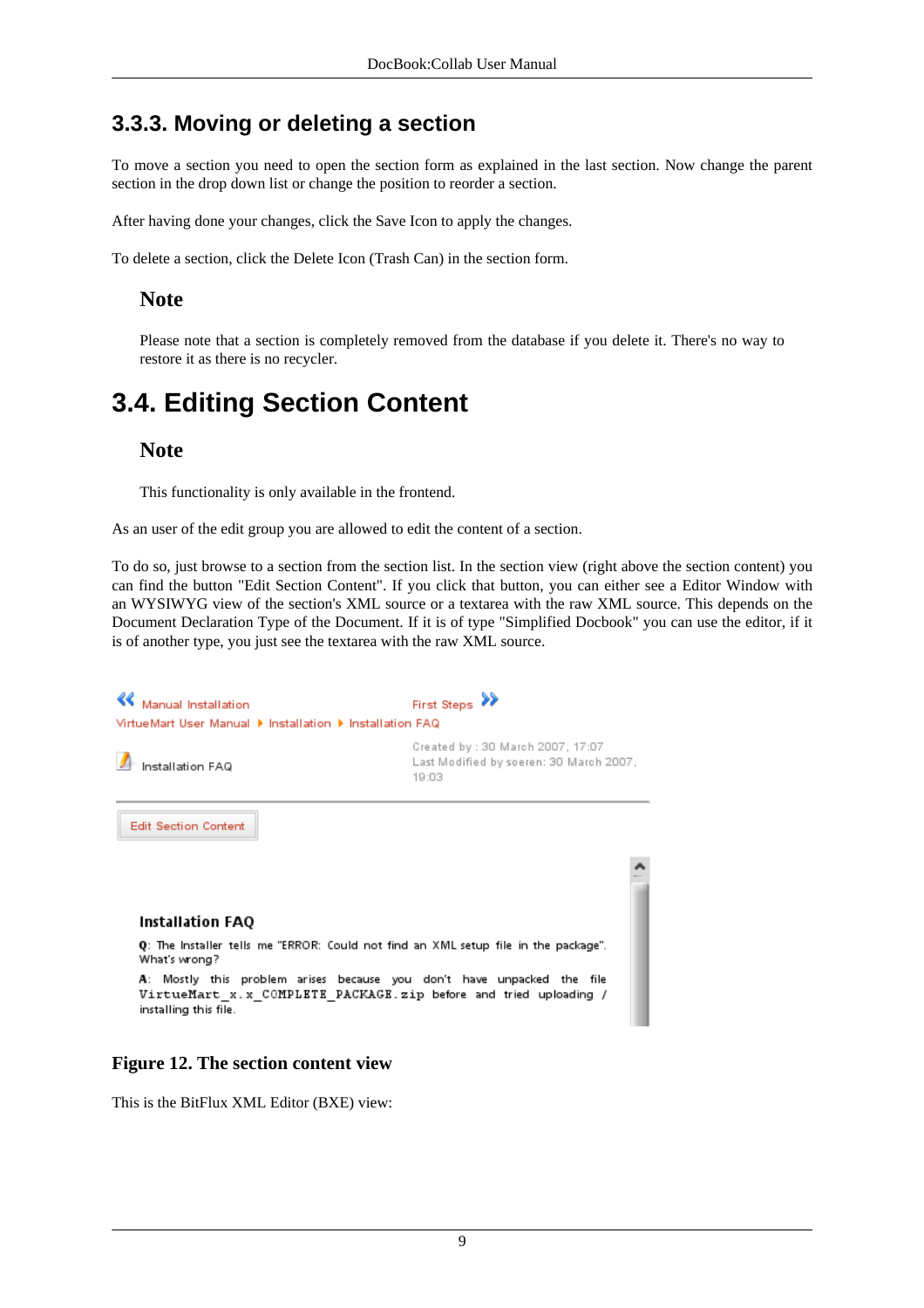### 3.3.3. Moving or deleting a section

To move a section you need to open the section form as explained in the last section. Now change the parent section in the drop down list or change the position to reorder a section.

After having done your changes, click the Save Icon to apply the changes.

To delete a section, click the Delete Icon (Trash Can) in the section form.

#### Note

Please note that a section is completely removed from the database if you delete it. There's no way to restore it as there is no recycler.

## 3.4. Editing Section Content

#### Note

This functionality is only available in the frontend.

As an user of the edit group you are allowed to edit the content of a section.

To do so, just browse to a section from the section list. In the section view (right above the section content) you can find the button "Edit Section Content". If you click that button, you can either see a Editor Window with an WYSIWYG view of the section's XML source or a textarea with the raw XML source. This depends on the Document Declaration Type of the Document. If it is of type "Simplified Docbook" you can use the editor, if it is of another type, you just see the textarea with the raw XML source.

Manual Installation    First Steps

VirtueMart User Manual ▸ Installation ▸ Installation FAQ

Installation FAQ

Created by : 30 March 2007, 17:07
Last Modified by soeren: 30 March 2007, 19:03

Edit Section Content

**Installation FAQ**

**Q**: The Installer tells me "ERROR: Could not find an XML setup file in the package". What's wrong?

**A**: Mostly this problem arises because you don't have unpacked the file `VirtueMart_x.x_COMPLETE_PACKAGE.zip` before and tried uploading / installing this file.

**Figure 12. The section content view**

This is the BitFlux XML Editor (BXE) view: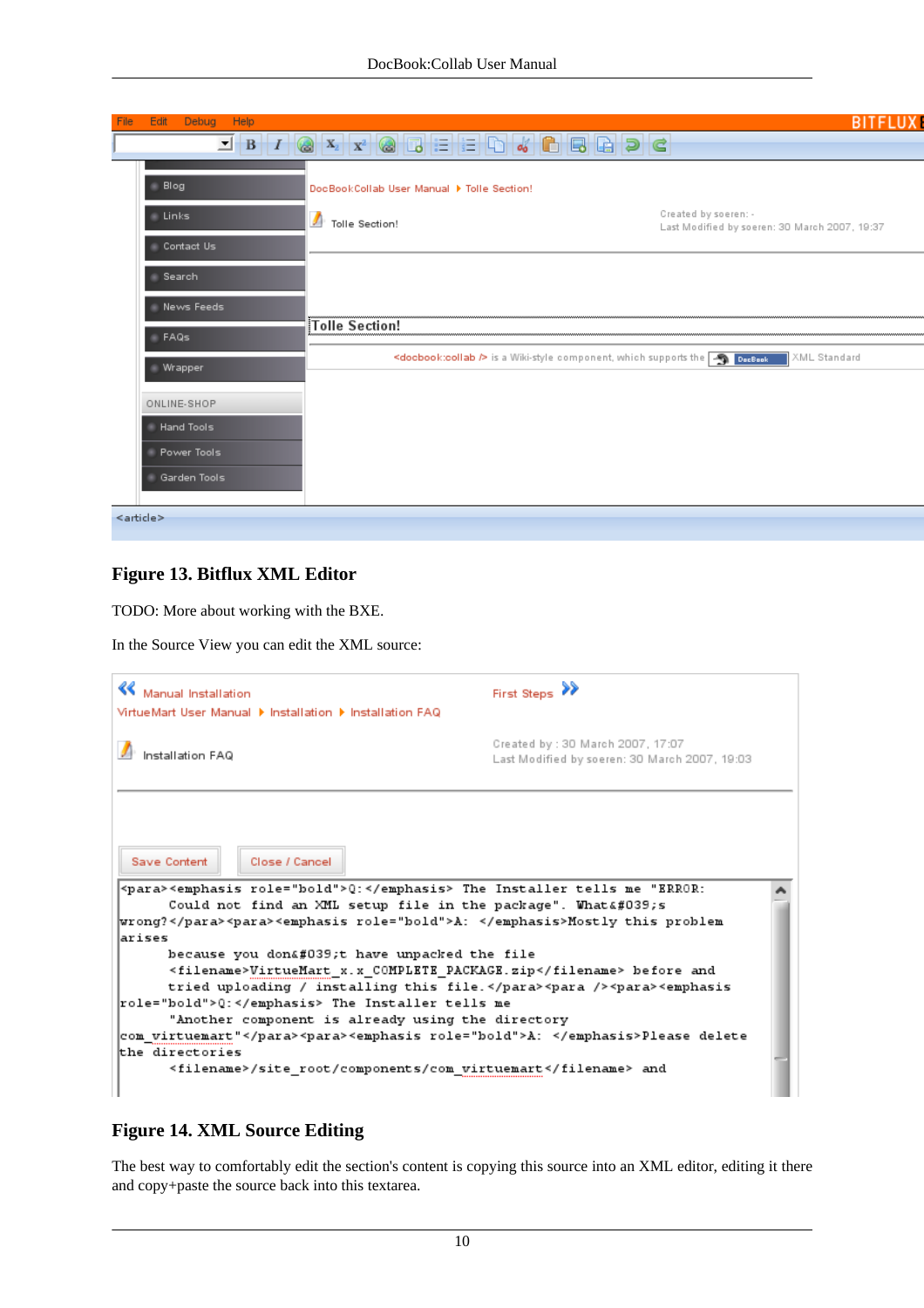**Figure 13. Bitflux XML Editor**

TODO: More about working with the BXE.

In the Source View you can edit the XML source:

**Figure 14. XML Source Editing**

The best way to comfortably edit the section's content is copying this source into an XML editor, editing it there and copy+paste the source back into this textarea.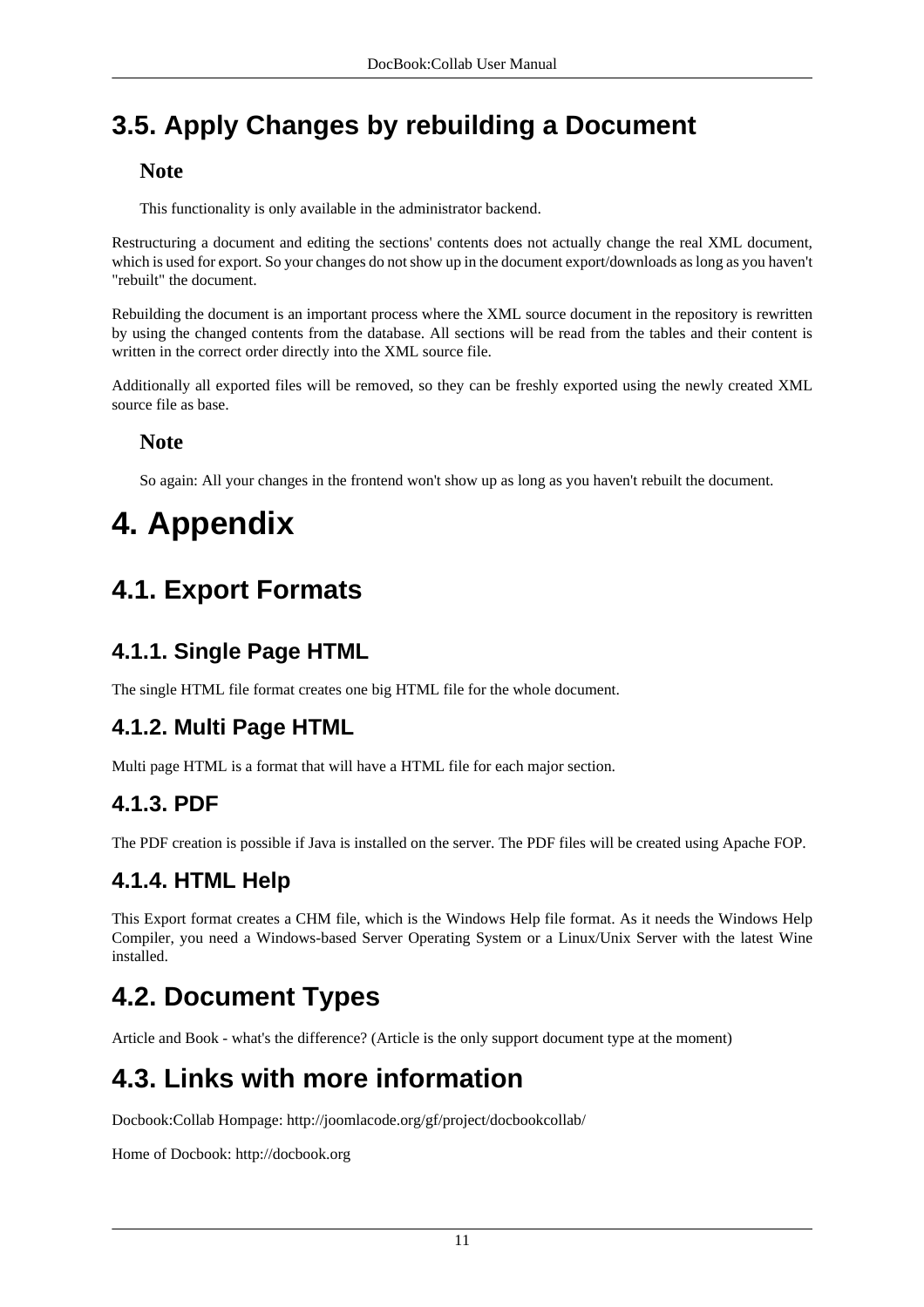## 3.5. Apply Changes by rebuilding a Document

**Note**

This functionality is only available in the administrator backend.

Restructuring a document and editing the sections' contents does not actually change the real XML document, which is used for export. So your changes do not show up in the document export/downloads as long as you haven't "rebuilt" the document.

Rebuilding the document is an important process where the XML source document in the repository is rewritten by using the changed contents from the database. All sections will be read from the tables and their content is written in the correct order directly into the XML source file.

Additionally all exported files will be removed, so they can be freshly exported using the newly created XML source file as base.

**Note**

So again: All your changes in the frontend won't show up as long as you haven't rebuilt the document.

# 4. Appendix

## 4.1. Export Formats

### 4.1.1. Single Page HTML

The single HTML file format creates one big HTML file for the whole document.

### 4.1.2. Multi Page HTML

Multi page HTML is a format that will have a HTML file for each major section.

### 4.1.3. PDF

The PDF creation is possible if Java is installed on the server. The PDF files will be created using Apache FOP.

### 4.1.4. HTML Help

This Export format creates a CHM file, which is the Windows Help file format. As it needs the Windows Help Compiler, you need a Windows-based Server Operating System or a Linux/Unix Server with the latest Wine installed.

## 4.2. Document Types

Article and Book - what's the difference? (Article is the only support document type at the moment)

## 4.3. Links with more information

Docbook:Collab Hompage: http://joomlacode.org/gf/project/docbookcollab/

Home of Docbook: http://docbook.org